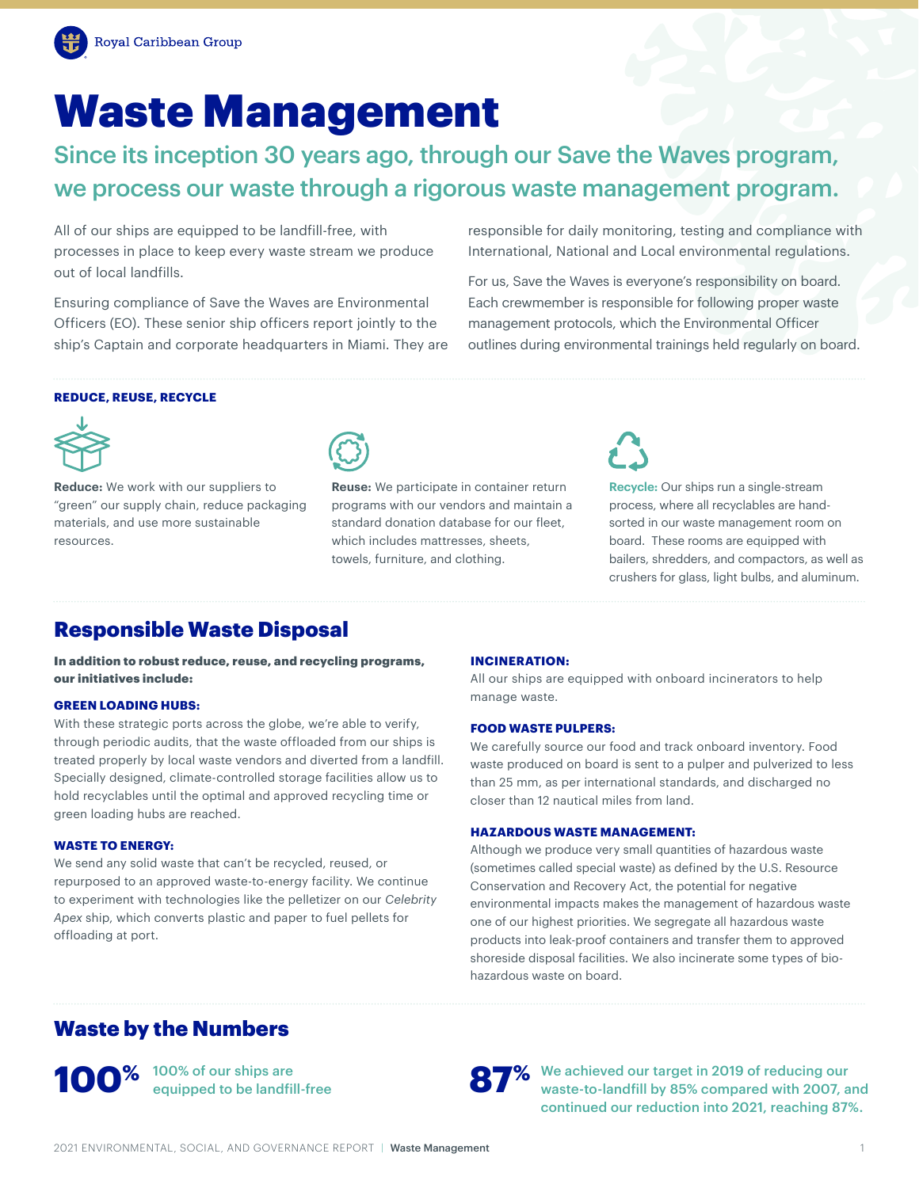Royal Caribbean Group

# Waste Management

## Since its inception 30 years ago, through our Save the Waves program, we process our waste through a rigorous waste management program.

All of our ships are equipped to be landfill-free, with processes in place to keep every waste stream we produce out of local landfills.

Ensuring compliance of Save the Waves are Environmental Officers (EO). These senior ship officers report jointly to the ship's Captain and corporate headquarters in Miami. They are responsible for daily monitoring, testing and compliance with International, National and Local environmental regulations.

For us, Save the Waves is everyone's responsibility on board. Each crewmember is responsible for following proper waste management protocols, which the Environmental Officer outlines during environmental trainings held regularly on board.

### REDUCE, REUSE, RECYCLE

**Reduce:** We work with our suppliers to "green" our supply chain, reduce packaging materials, and use more sustainable resources.

**Reuse:** We participate in container return programs with our vendors and maintain a standard donation database for our fleet, which includes mattresses, sheets, towels, furniture, and clothing.

**Recycle:** Our ships run a single-stream process, where all recyclables are hand-sorted in our waste management room on board. These rooms are equipped with bailers, shredders, and compactors, as well as crushers for glass, light bulbs, and aluminum.

## Responsible Waste Disposal

**In addition to robust reduce, reuse, and recycling programs, our initiatives include:**

### GREEN LOADING HUBS:

With these strategic ports across the globe, we're able to verify, through periodic audits, that the waste offloaded from our ships is treated properly by local waste vendors and diverted from a landfill. Specially designed, climate-controlled storage facilities allow us to hold recyclables until the optimal and approved recycling time or green loading hubs are reached.

### WASTE TO ENERGY:

We send any solid waste that can't be recycled, reused, or repurposed to an approved waste-to-energy facility. We continue to experiment with technologies like the pelletizer on our *Celebrity Apex* ship, which converts plastic and paper to fuel pellets for offloading at port.

### INCINERATION:

All our ships are equipped with onboard incinerators to help manage waste.

### FOOD WASTE PULPERS:

We carefully source our food and track onboard inventory. Food waste produced on board is sent to a pulper and pulverized to less than 25 mm, as per international standards, and discharged no closer than 12 nautical miles from land.

### HAZARDOUS WASTE MANAGEMENT:

Although we produce very small quantities of hazardous waste (sometimes called special waste) as defined by the U.S. Resource Conservation and Recovery Act, the potential for negative environmental impacts makes the management of hazardous waste one of our highest priorities. We segregate all hazardous waste products into leak-proof containers and transfer them to approved shoreside disposal facilities. We also incinerate some types of bio-hazardous waste on board.

## Waste by the Numbers

**100%** 100% of our ships are equipped to be landfill-free

**87%** We achieved our target in 2019 of reducing our waste-to-landfill by 85% compared with 2007, and continued our reduction into 2021, reaching 87%.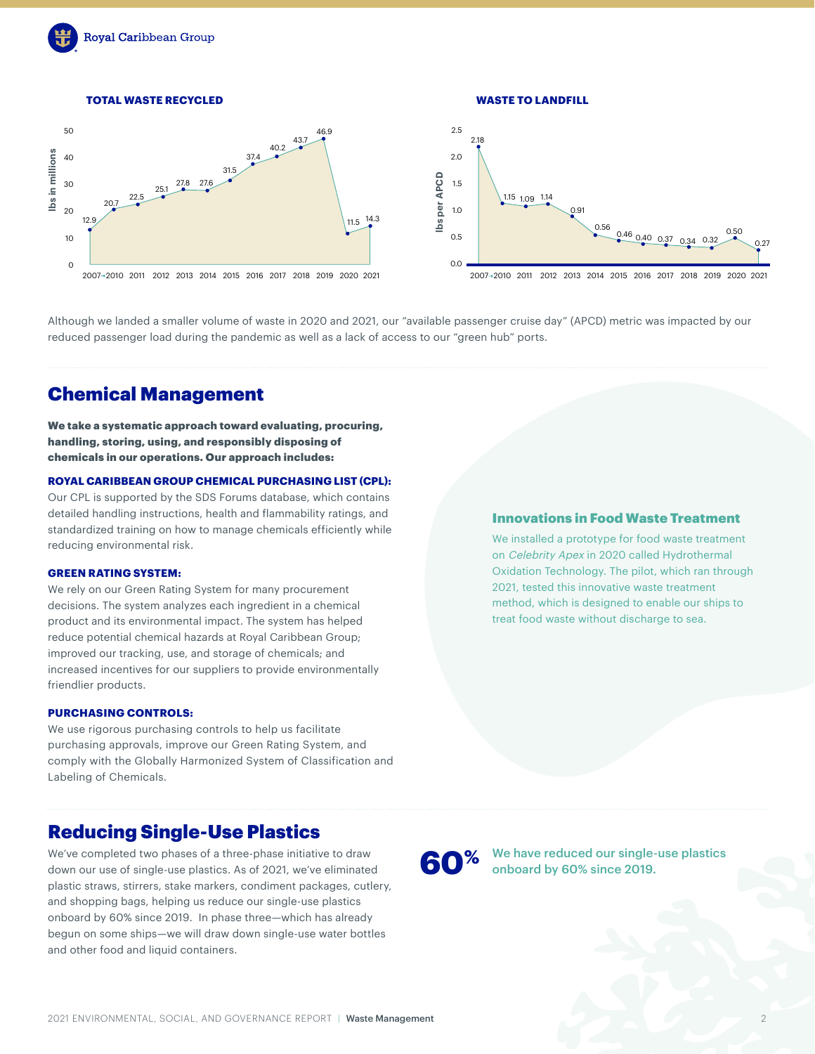**TOTAL WASTE RECYCLED**

lbs in millions

50
40
30
20
10
0

12.9, 20.7, 22.5, 25.1, 27.8, 27.6, 31.5, 37.4, 40.2, 43.7, 46.9, 11.5, 14.3

2007→2010 2011 2012 2013 2014 2015 2016 2017 2018 2019 2020 2021

**WASTE TO LANDFILL**

lbs per APCD

2.5
2.0
1.5
1.0
0.5
0.0

2.18, 1.15, 1.09, 1.14, 0.91, 0.56, 0.46, 0.40, 0.37, 0.34, 0.32, 0.50, 0.27

2007→2010 2011 2012 2013 2014 2015 2016 2017 2018 2019 2020 2021

Although we landed a smaller volume of waste in 2020 and 2021, our "available passenger cruise day" (APCD) metric was impacted by our reduced passenger load during the pandemic as well as a lack of access to our "green hub" ports.

## Chemical Management

**We take a systematic approach toward evaluating, procuring, handling, storing, using, and responsibly disposing of chemicals in our operations. Our approach includes:**

**ROYAL CARIBBEAN GROUP CHEMICAL PURCHASING LIST (CPL):**
Our CPL is supported by the SDS Forums database, which contains detailed handling instructions, health and flammability ratings, and standardized training on how to manage chemicals efficiently while reducing environmental risk.

**GREEN RATING SYSTEM:**
We rely on our Green Rating System for many procurement decisions. The system analyzes each ingredient in a chemical product and its environmental impact. The system has helped reduce potential chemical hazards at Royal Caribbean Group; improved our tracking, use, and storage of chemicals; and increased incentives for our suppliers to provide environmentally friendlier products.

**PURCHASING CONTROLS:**
We use rigorous purchasing controls to help us facilitate purchasing approvals, improve our Green Rating System, and comply with the Globally Harmonized System of Classification and Labeling of Chemicals.

### Innovations in Food Waste Treatment

We installed a prototype for food waste treatment on *Celebrity Apex* in 2020 called Hydrothermal Oxidation Technology. The pilot, which ran through 2021, tested this innovative waste treatment method, which is designed to enable our ships to treat food waste without discharge to sea.

## Reducing Single-Use Plastics

We've completed two phases of a three-phase initiative to draw down our use of single-use plastics. As of 2021, we've eliminated plastic straws, stirrers, stake markers, condiment packages, cutlery, and shopping bags, helping us reduce our single-use plastics onboard by 60% since 2019. In phase three—which has already begun on some ships—we will draw down single-use water bottles and other food and liquid containers.

**60%** We have reduced our single-use plastics onboard by 60% since 2019.